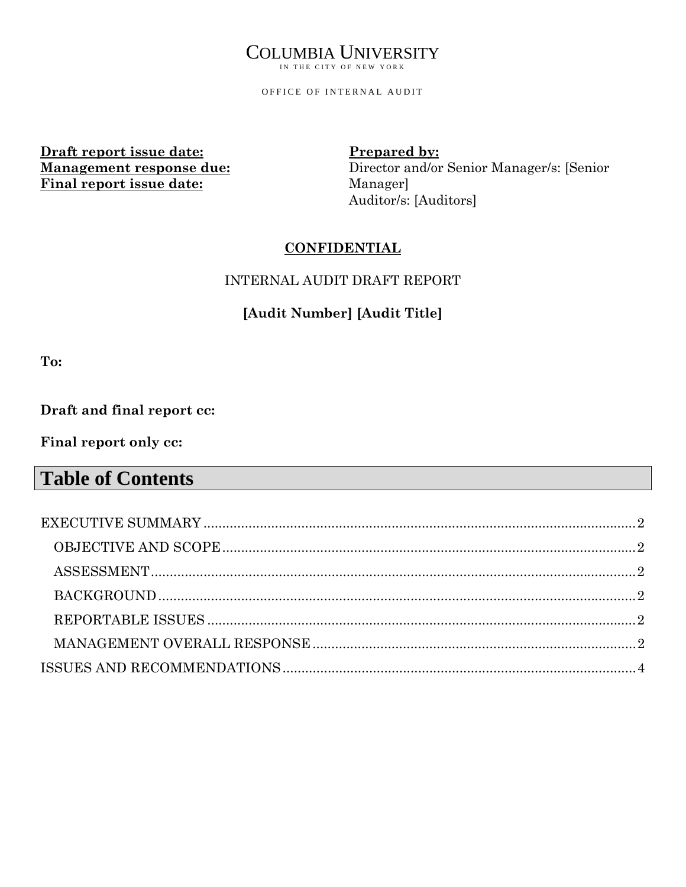COLUMBIA UNIVERSITY
IN THE CITY OF NEW YORK

OFFICE OF INTERNAL AUDIT

**Draft report issue date:**
**Management response due:**
**Final report issue date:**

**Prepared by:**
Director and/or Senior Manager/s: [Senior Manager]
Auditor/s: [Auditors]

**CONFIDENTIAL**

INTERNAL AUDIT DRAFT REPORT

**[Audit Number] [Audit Title]**

**To:**

**Draft and final report cc:**

**Final report only cc:**

# Table of Contents

EXECUTIVE SUMMARY .......... 2
- OBJECTIVE AND SCOPE .......... 2
- ASSESSMENT .......... 2
- BACKGROUND .......... 2
- REPORTABLE ISSUES .......... 2
- MANAGEMENT OVERALL RESPONSE .......... 2

ISSUES AND RECOMMENDATIONS .......... 4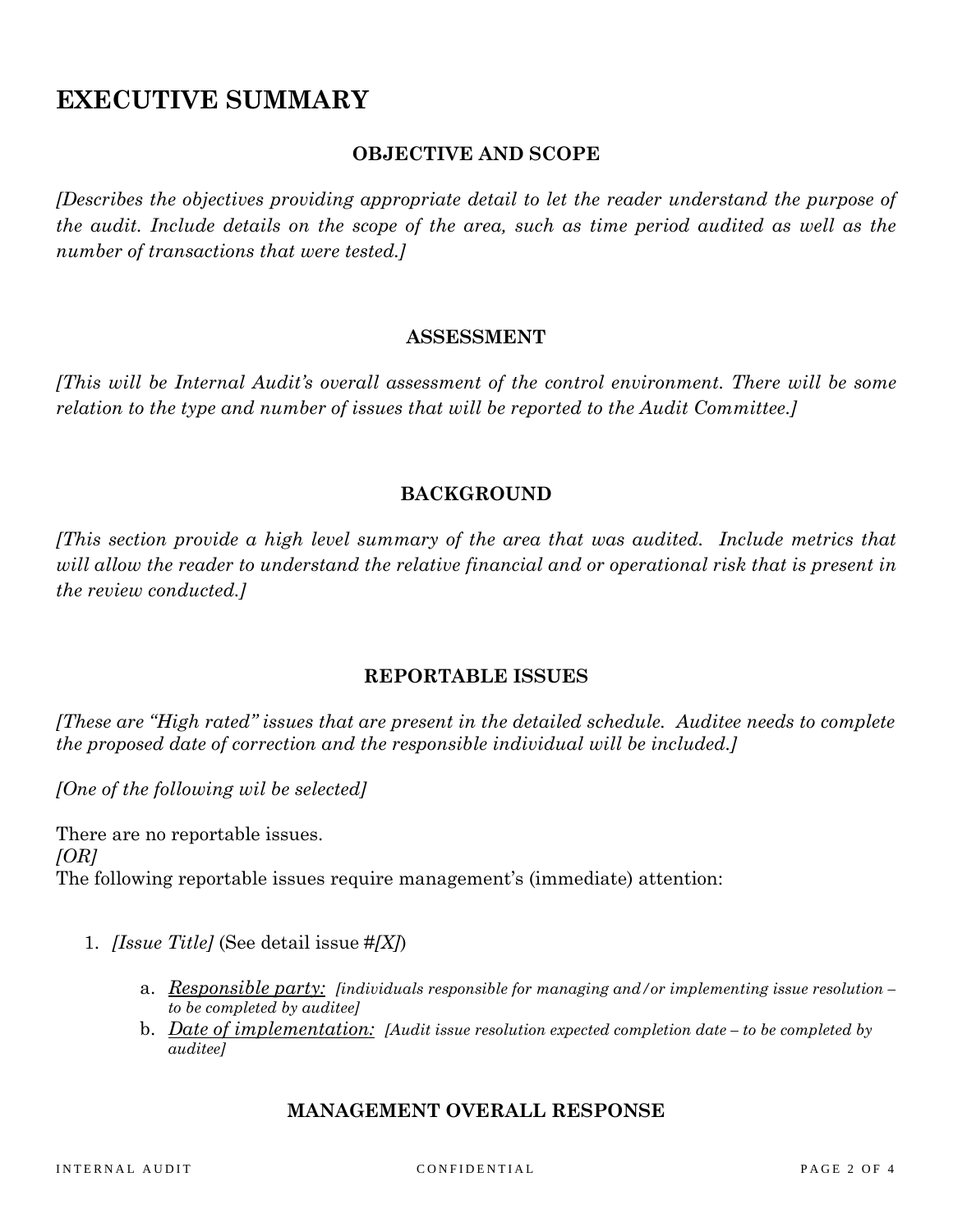# EXECUTIVE SUMMARY

### OBJECTIVE AND SCOPE

*[Describes the objectives providing appropriate detail to let the reader understand the purpose of the audit. Include details on the scope of the area, such as time period audited as well as the number of transactions that were tested.]*

### ASSESSMENT

*[This will be Internal Audit's overall assessment of the control environment. There will be some relation to the type and number of issues that will be reported to the Audit Committee.]*

### BACKGROUND

*[This section provide a high level summary of the area that was audited. Include metrics that will allow the reader to understand the relative financial and or operational risk that is present in the review conducted.]*

### REPORTABLE ISSUES

*[These are "High rated" issues that are present in the detailed schedule. Auditee needs to complete the proposed date of correction and the responsible individual will be included.]*

*[One of the following wil be selected]*

There are no reportable issues.
*[OR]*
The following reportable issues require management's (immediate) attention:

1. *[Issue Title]* (See detail issue #*[X]*)
    a. ***Responsible party:*** *[individuals responsible for managing and/or implementing issue resolution – to be completed by auditee]*
    b. ***Date of implementation:*** *[Audit issue resolution expected completion date – to be completed by auditee]*

### MANAGEMENT OVERALL RESPONSE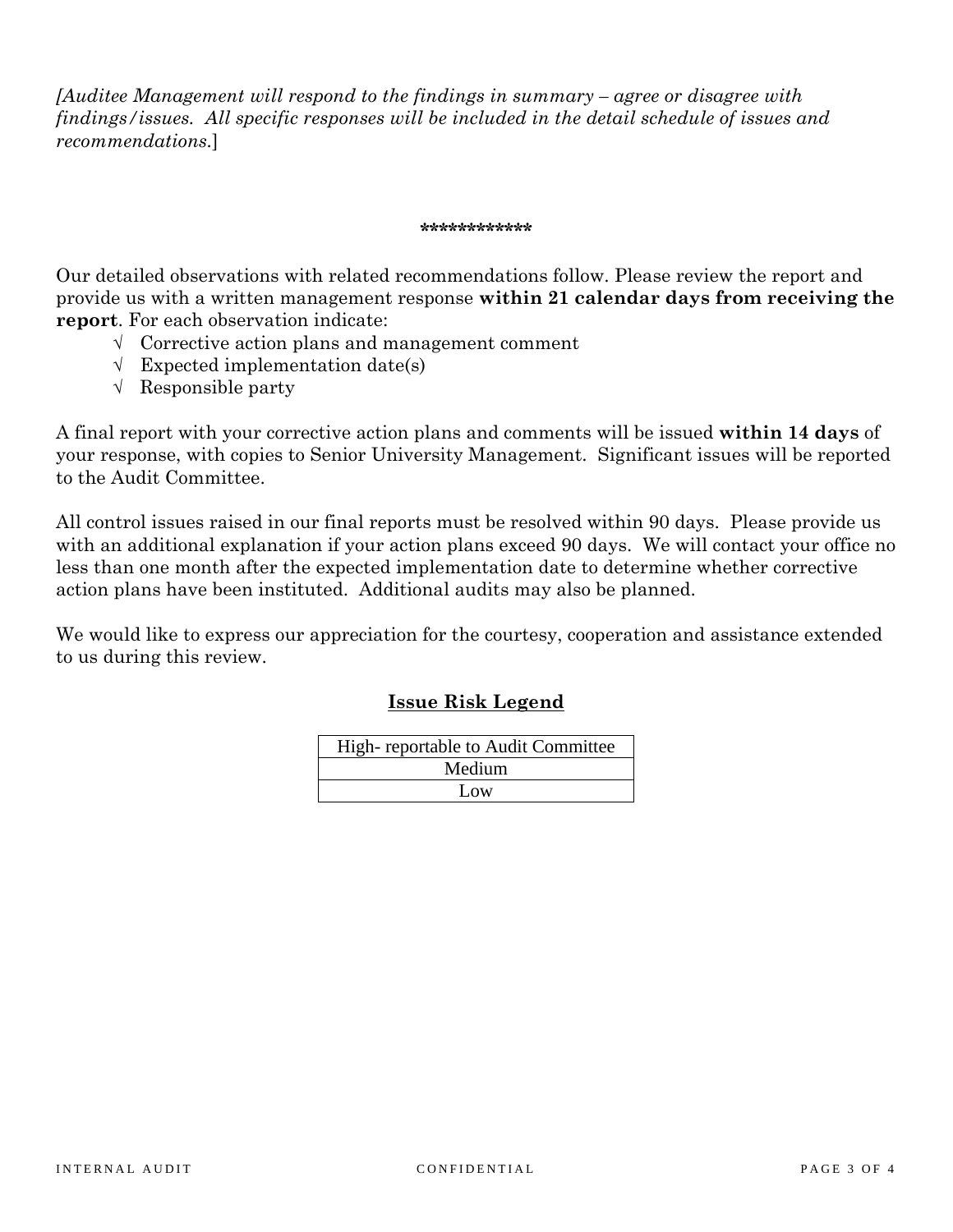*[Auditee Management will respond to the findings in summary – agree or disagree with findings/issues. All specific responses will be included in the detail schedule of issues and recommendations.*]

**************

Our detailed observations with related recommendations follow. Please review the report and provide us with a written management response **within 21 calendar days from receiving the report**. For each observation indicate:

- √ Corrective action plans and management comment
- √ Expected implementation date(s)
- √ Responsible party

A final report with your corrective action plans and comments will be issued **within 14 days** of your response, with copies to Senior University Management. Significant issues will be reported to the Audit Committee.

All control issues raised in our final reports must be resolved within 90 days. Please provide us with an additional explanation if your action plans exceed 90 days. We will contact your office no less than one month after the expected implementation date to determine whether corrective action plans have been instituted. Additional audits may also be planned.

We would like to express our appreciation for the courtesy, cooperation and assistance extended to us during this review.

**Issue Risk Legend**

| High- reportable to Audit Committee |
|---|
| Medium |
| Low |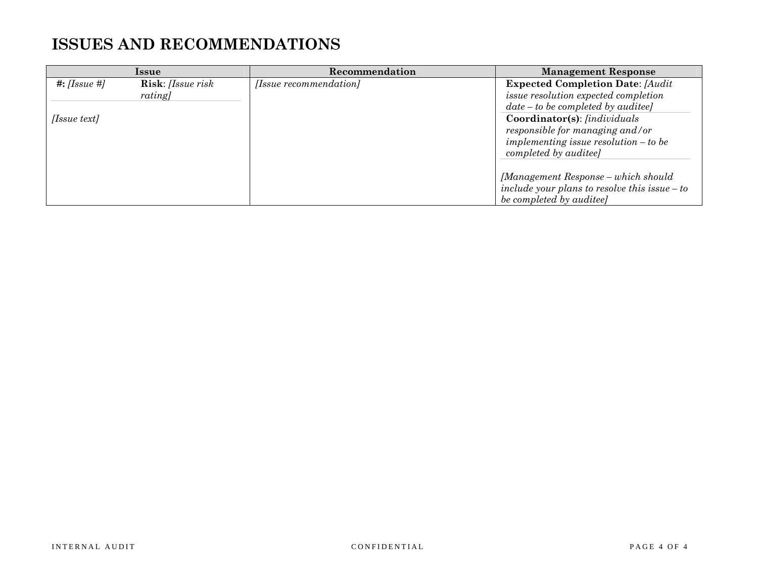# ISSUES AND RECOMMENDATIONS

| Issue | Recommendation | Management Response |
|---|---|---|
| **#:** *[Issue #]* **Risk**: *[Issue risk rating]*<br><br>*[Issue text]* | *[Issue recommendation]* | **Expected Completion Date**: *[Audit issue resolution expected completion date – to be completed by auditee]*<br>**Coordinator(s)**: *[individuals responsible for managing and/or implementing issue resolution – to be completed by auditee]*<br><br>*[Management Response – which should include your plans to resolve this issue – to be completed by auditee]* |